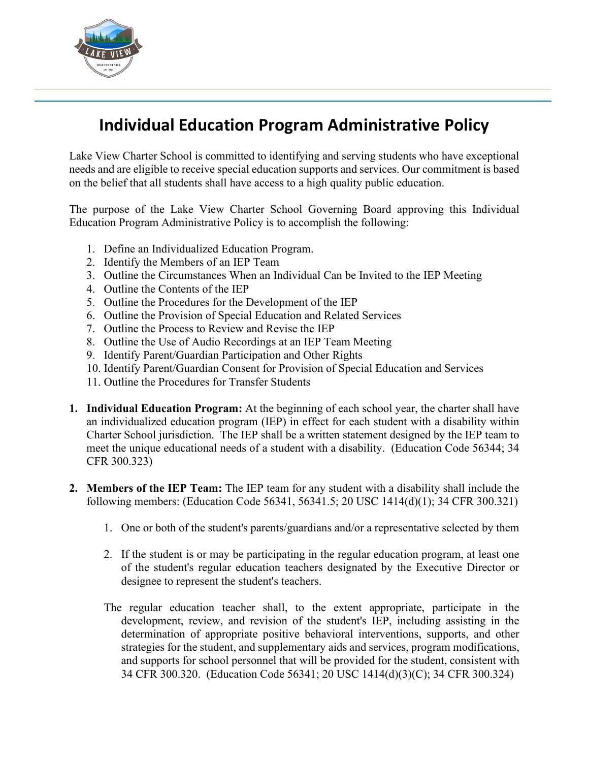# Individual Education Program Administrative Policy

Lake View Charter School is committed to identifying and serving students who have exceptional needs and are eligible to receive special education supports and services. Our commitment is based on the belief that all students shall have access to a high quality public education.

The purpose of the Lake View Charter School Governing Board approving this Individual Education Program Administrative Policy is to accomplish the following:

1. Define an Individualized Education Program.
2. Identify the Members of an IEP Team
3. Outline the Circumstances When an Individual Can be Invited to the IEP Meeting
4. Outline the Contents of the IEP
5. Outline the Procedures for the Development of the IEP
6. Outline the Provision of Special Education and Related Services
7. Outline the Process to Review and Revise the IEP
8. Outline the Use of Audio Recordings at an IEP Team Meeting
9. Identify Parent/Guardian Participation and Other Rights
10. Identify Parent/Guardian Consent for Provision of Special Education and Services
11. Outline the Procedures for Transfer Students

1. **Individual Education Program:** At the beginning of each school year, the charter shall have an individualized education program (IEP) in effect for each student with a disability within Charter School jurisdiction. The IEP shall be a written statement designed by the IEP team to meet the unique educational needs of a student with a disability. (Education Code 56344; 34 CFR 300.323)

2. **Members of the IEP Team:** The IEP team for any student with a disability shall include the following members: (Education Code 56341, 56341.5; 20 USC 1414(d)(1); 34 CFR 300.321)

   1. One or both of the student's parents/guardians and/or a representative selected by them

   2. If the student is or may be participating in the regular education program, at least one of the student's regular education teachers designated by the Executive Director or designee to represent the student's teachers.

   The regular education teacher shall, to the extent appropriate, participate in the development, review, and revision of the student's IEP, including assisting in the determination of appropriate positive behavioral interventions, supports, and other strategies for the student, and supplementary aids and services, program modifications, and supports for school personnel that will be provided for the student, consistent with 34 CFR 300.320. (Education Code 56341; 20 USC 1414(d)(3)(C); 34 CFR 300.324)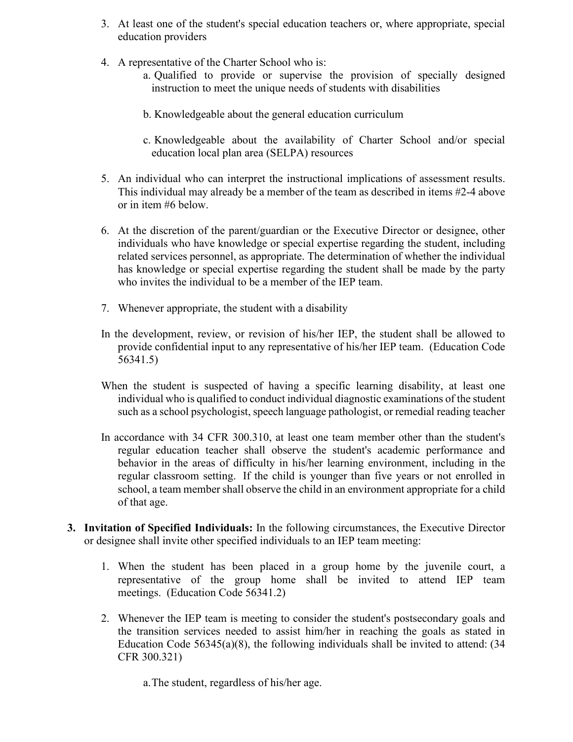3. At least one of the student's special education teachers or, where appropriate, special education providers

4. A representative of the Charter School who is:
    a. Qualified to provide or supervise the provision of specially designed instruction to meet the unique needs of students with disabilities

    b. Knowledgeable about the general education curriculum

    c. Knowledgeable about the availability of Charter School and/or special education local plan area (SELPA) resources

5. An individual who can interpret the instructional implications of assessment results. This individual may already be a member of the team as described in items #2-4 above or in item #6 below.

6. At the discretion of the parent/guardian or the Executive Director or designee, other individuals who have knowledge or special expertise regarding the student, including related services personnel, as appropriate. The determination of whether the individual has knowledge or special expertise regarding the student shall be made by the party who invites the individual to be a member of the IEP team.

7. Whenever appropriate, the student with a disability

In the development, review, or revision of his/her IEP, the student shall be allowed to provide confidential input to any representative of his/her IEP team. (Education Code 56341.5)

When the student is suspected of having a specific learning disability, at least one individual who is qualified to conduct individual diagnostic examinations of the student such as a school psychologist, speech language pathologist, or remedial reading teacher

In accordance with 34 CFR 300.310, at least one team member other than the student's regular education teacher shall observe the student's academic performance and behavior in the areas of difficulty in his/her learning environment, including in the regular classroom setting. If the child is younger than five years or not enrolled in school, a team member shall observe the child in an environment appropriate for a child of that age.

3. **Invitation of Specified Individuals:** In the following circumstances, the Executive Director or designee shall invite other specified individuals to an IEP team meeting:

    1. When the student has been placed in a group home by the juvenile court, a representative of the group home shall be invited to attend IEP team meetings. (Education Code 56341.2)

    2. Whenever the IEP team is meeting to consider the student's postsecondary goals and the transition services needed to assist him/her in reaching the goals as stated in Education Code 56345(a)(8), the following individuals shall be invited to attend: (34 CFR 300.321)

        a. The student, regardless of his/her age.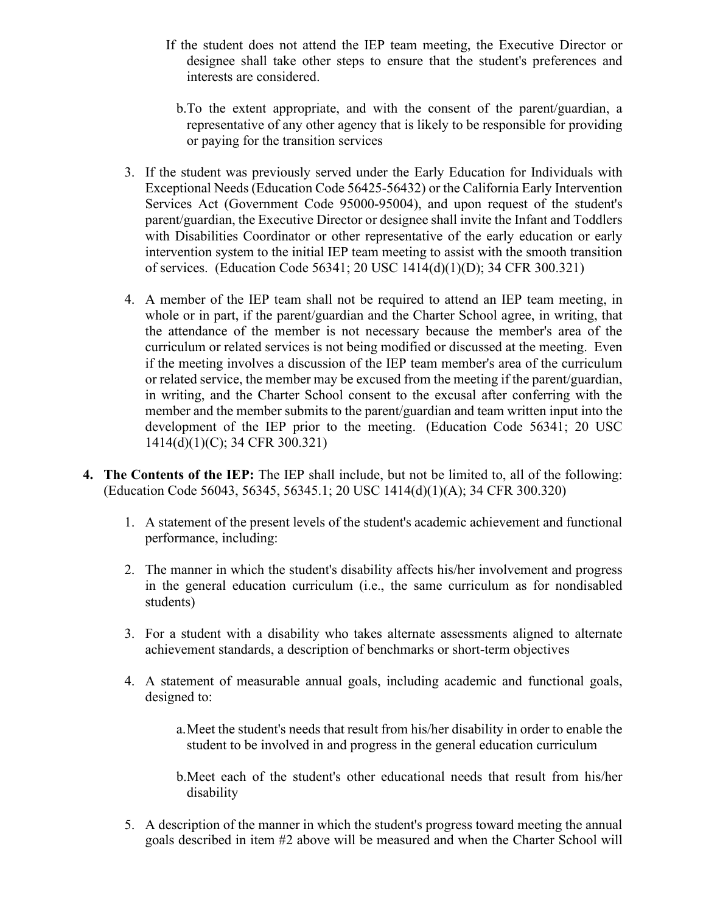If the student does not attend the IEP team meeting, the Executive Director or designee shall take other steps to ensure that the student's preferences and interests are considered.

   b. To the extent appropriate, and with the consent of the parent/guardian, a representative of any other agency that is likely to be responsible for providing or paying for the transition services

3. If the student was previously served under the Early Education for Individuals with Exceptional Needs (Education Code 56425-56432) or the California Early Intervention Services Act (Government Code 95000-95004), and upon request of the student's parent/guardian, the Executive Director or designee shall invite the Infant and Toddlers with Disabilities Coordinator or other representative of the early education or early intervention system to the initial IEP team meeting to assist with the smooth transition of services. (Education Code 56341; 20 USC 1414(d)(1)(D); 34 CFR 300.321)

4. A member of the IEP team shall not be required to attend an IEP team meeting, in whole or in part, if the parent/guardian and the Charter School agree, in writing, that the attendance of the member is not necessary because the member's area of the curriculum or related services is not being modified or discussed at the meeting. Even if the meeting involves a discussion of the IEP team member's area of the curriculum or related service, the member may be excused from the meeting if the parent/guardian, in writing, and the Charter School consent to the excusal after conferring with the member and the member submits to the parent/guardian and team written input into the development of the IEP prior to the meeting. (Education Code 56341; 20 USC 1414(d)(1)(C); 34 CFR 300.321)

4. **The Contents of the IEP:** The IEP shall include, but not be limited to, all of the following: (Education Code 56043, 56345, 56345.1; 20 USC 1414(d)(1)(A); 34 CFR 300.320)

   1. A statement of the present levels of the student's academic achievement and functional performance, including:

   2. The manner in which the student's disability affects his/her involvement and progress in the general education curriculum (i.e., the same curriculum as for nondisabled students)

   3. For a student with a disability who takes alternate assessments aligned to alternate achievement standards, a description of benchmarks or short-term objectives

   4. A statement of measurable annual goals, including academic and functional goals, designed to:

      a. Meet the student's needs that result from his/her disability in order to enable the student to be involved in and progress in the general education curriculum

      b. Meet each of the student's other educational needs that result from his/her disability

   5. A description of the manner in which the student's progress toward meeting the annual goals described in item #2 above will be measured and when the Charter School will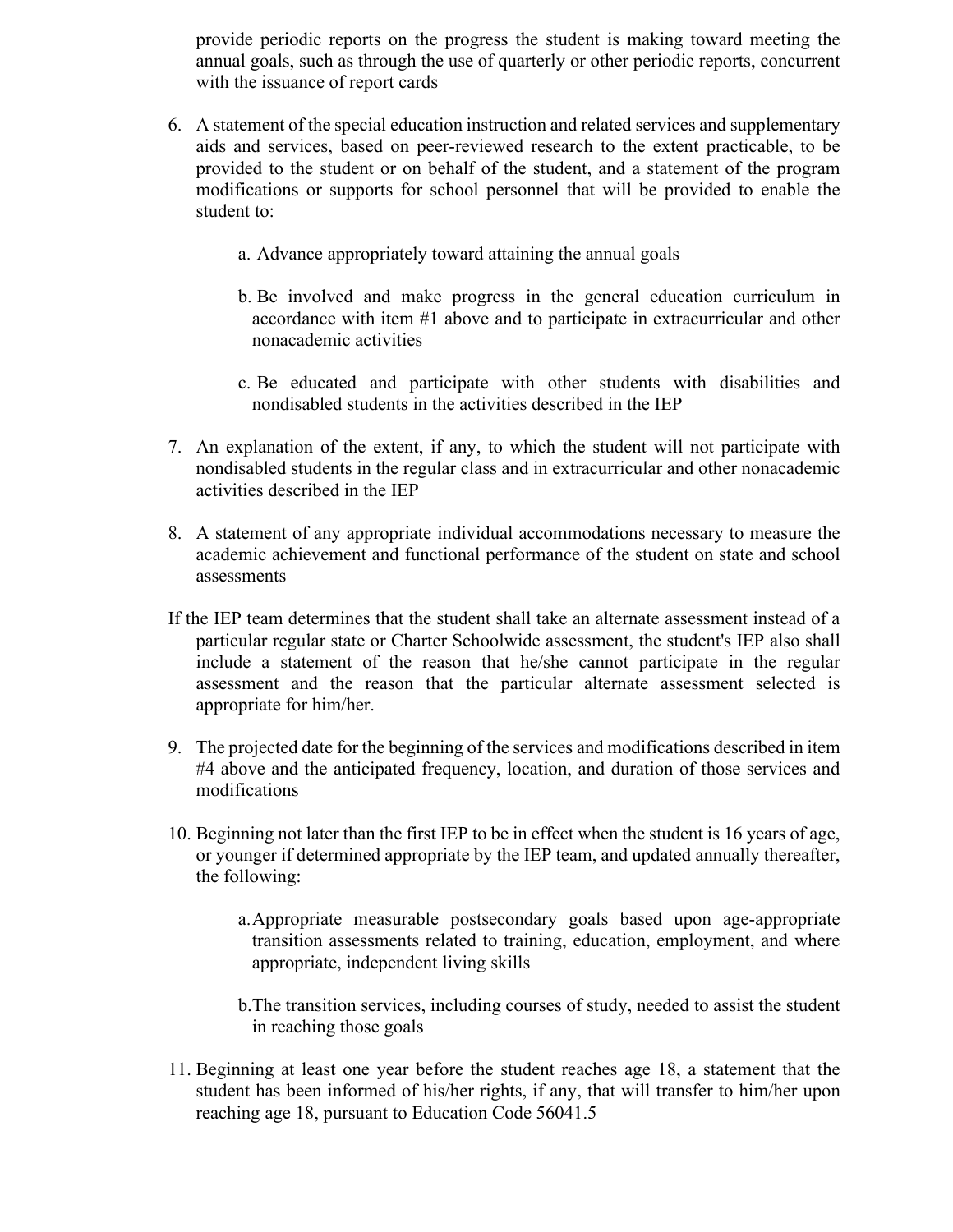provide periodic reports on the progress the student is making toward meeting the annual goals, such as through the use of quarterly or other periodic reports, concurrent with the issuance of report cards

6. A statement of the special education instruction and related services and supplementary aids and services, based on peer-reviewed research to the extent practicable, to be provided to the student or on behalf of the student, and a statement of the program modifications or supports for school personnel that will be provided to enable the student to:

   a. Advance appropriately toward attaining the annual goals

   b. Be involved and make progress in the general education curriculum in accordance with item #1 above and to participate in extracurricular and other nonacademic activities

   c. Be educated and participate with other students with disabilities and nondisabled students in the activities described in the IEP

7. An explanation of the extent, if any, to which the student will not participate with nondisabled students in the regular class and in extracurricular and other nonacademic activities described in the IEP

8. A statement of any appropriate individual accommodations necessary to measure the academic achievement and functional performance of the student on state and school assessments

If the IEP team determines that the student shall take an alternate assessment instead of a particular regular state or Charter Schoolwide assessment, the student's IEP also shall include a statement of the reason that he/she cannot participate in the regular assessment and the reason that the particular alternate assessment selected is appropriate for him/her.

9. The projected date for the beginning of the services and modifications described in item #4 above and the anticipated frequency, location, and duration of those services and modifications

10. Beginning not later than the first IEP to be in effect when the student is 16 years of age, or younger if determined appropriate by the IEP team, and updated annually thereafter, the following:

    a. Appropriate measurable postsecondary goals based upon age-appropriate transition assessments related to training, education, employment, and where appropriate, independent living skills

    b. The transition services, including courses of study, needed to assist the student in reaching those goals

11. Beginning at least one year before the student reaches age 18, a statement that the student has been informed of his/her rights, if any, that will transfer to him/her upon reaching age 18, pursuant to Education Code 56041.5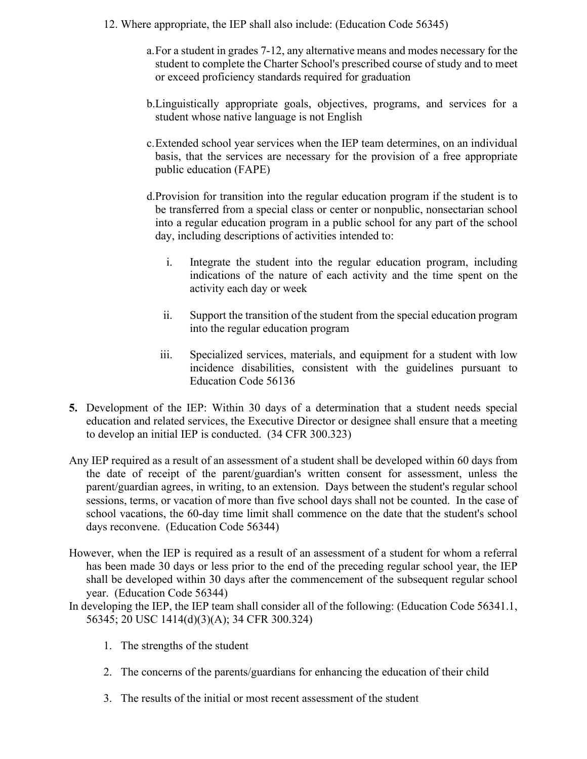12. Where appropriate, the IEP shall also include: (Education Code 56345)

    a. For a student in grades 7-12, any alternative means and modes necessary for the student to complete the Charter School's prescribed course of study and to meet or exceed proficiency standards required for graduation

    b. Linguistically appropriate goals, objectives, programs, and services for a student whose native language is not English

    c. Extended school year services when the IEP team determines, on an individual basis, that the services are necessary for the provision of a free appropriate public education (FAPE)

    d. Provision for transition into the regular education program if the student is to be transferred from a special class or center or nonpublic, nonsectarian school into a regular education program in a public school for any part of the school day, including descriptions of activities intended to:

       i. Integrate the student into the regular education program, including indications of the nature of each activity and the time spent on the activity each day or week

       ii. Support the transition of the student from the special education program into the regular education program

       iii. Specialized services, materials, and equipment for a student with low incidence disabilities, consistent with the guidelines pursuant to Education Code 56136

**5.** Development of the IEP: Within 30 days of a determination that a student needs special education and related services, the Executive Director or designee shall ensure that a meeting to develop an initial IEP is conducted. (34 CFR 300.323)

Any IEP required as a result of an assessment of a student shall be developed within 60 days from the date of receipt of the parent/guardian's written consent for assessment, unless the parent/guardian agrees, in writing, to an extension. Days between the student's regular school sessions, terms, or vacation of more than five school days shall not be counted. In the case of school vacations, the 60-day time limit shall commence on the date that the student's school days reconvene. (Education Code 56344)

However, when the IEP is required as a result of an assessment of a student for whom a referral has been made 30 days or less prior to the end of the preceding regular school year, the IEP shall be developed within 30 days after the commencement of the subsequent regular school year. (Education Code 56344)

In developing the IEP, the IEP team shall consider all of the following: (Education Code 56341.1, 56345; 20 USC 1414(d)(3)(A); 34 CFR 300.324)

1. The strengths of the student

2. The concerns of the parents/guardians for enhancing the education of their child

3. The results of the initial or most recent assessment of the student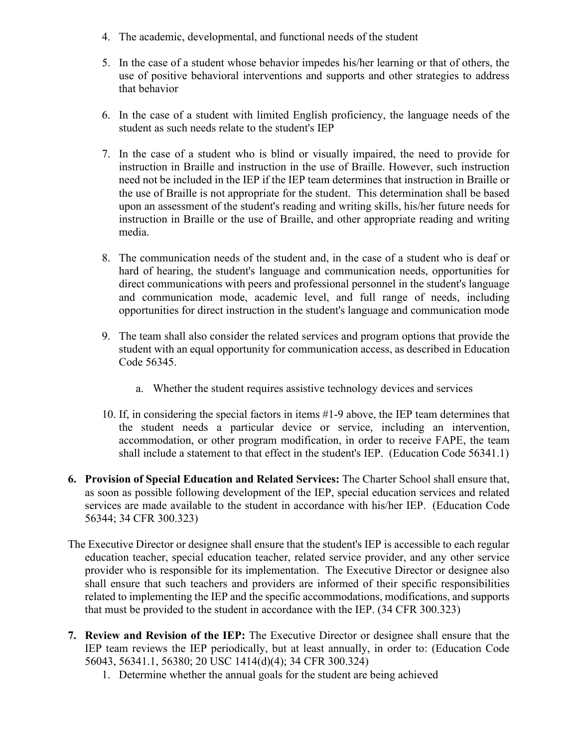4. The academic, developmental, and functional needs of the student

5. In the case of a student whose behavior impedes his/her learning or that of others, the use of positive behavioral interventions and supports and other strategies to address that behavior

6. In the case of a student with limited English proficiency, the language needs of the student as such needs relate to the student's IEP

7. In the case of a student who is blind or visually impaired, the need to provide for instruction in Braille and instruction in the use of Braille. However, such instruction need not be included in the IEP if the IEP team determines that instruction in Braille or the use of Braille is not appropriate for the student. This determination shall be based upon an assessment of the student's reading and writing skills, his/her future needs for instruction in Braille or the use of Braille, and other appropriate reading and writing media.

8. The communication needs of the student and, in the case of a student who is deaf or hard of hearing, the student's language and communication needs, opportunities for direct communications with peers and professional personnel in the student's language and communication mode, academic level, and full range of needs, including opportunities for direct instruction in the student's language and communication mode

9. The team shall also consider the related services and program options that provide the student with an equal opportunity for communication access, as described in Education Code 56345.

   a. Whether the student requires assistive technology devices and services

10. If, in considering the special factors in items #1-9 above, the IEP team determines that the student needs a particular device or service, including an intervention, accommodation, or other program modification, in order to receive FAPE, the team shall include a statement to that effect in the student's IEP. (Education Code 56341.1)

**6. Provision of Special Education and Related Services:** The Charter School shall ensure that, as soon as possible following development of the IEP, special education services and related services are made available to the student in accordance with his/her IEP. (Education Code 56344; 34 CFR 300.323)

The Executive Director or designee shall ensure that the student's IEP is accessible to each regular education teacher, special education teacher, related service provider, and any other service provider who is responsible for its implementation. The Executive Director or designee also shall ensure that such teachers and providers are informed of their specific responsibilities related to implementing the IEP and the specific accommodations, modifications, and supports that must be provided to the student in accordance with the IEP. (34 CFR 300.323)

**7. Review and Revision of the IEP:** The Executive Director or designee shall ensure that the IEP team reviews the IEP periodically, but at least annually, in order to: (Education Code 56043, 56341.1, 56380; 20 USC 1414(d)(4); 34 CFR 300.324)

1. Determine whether the annual goals for the student are being achieved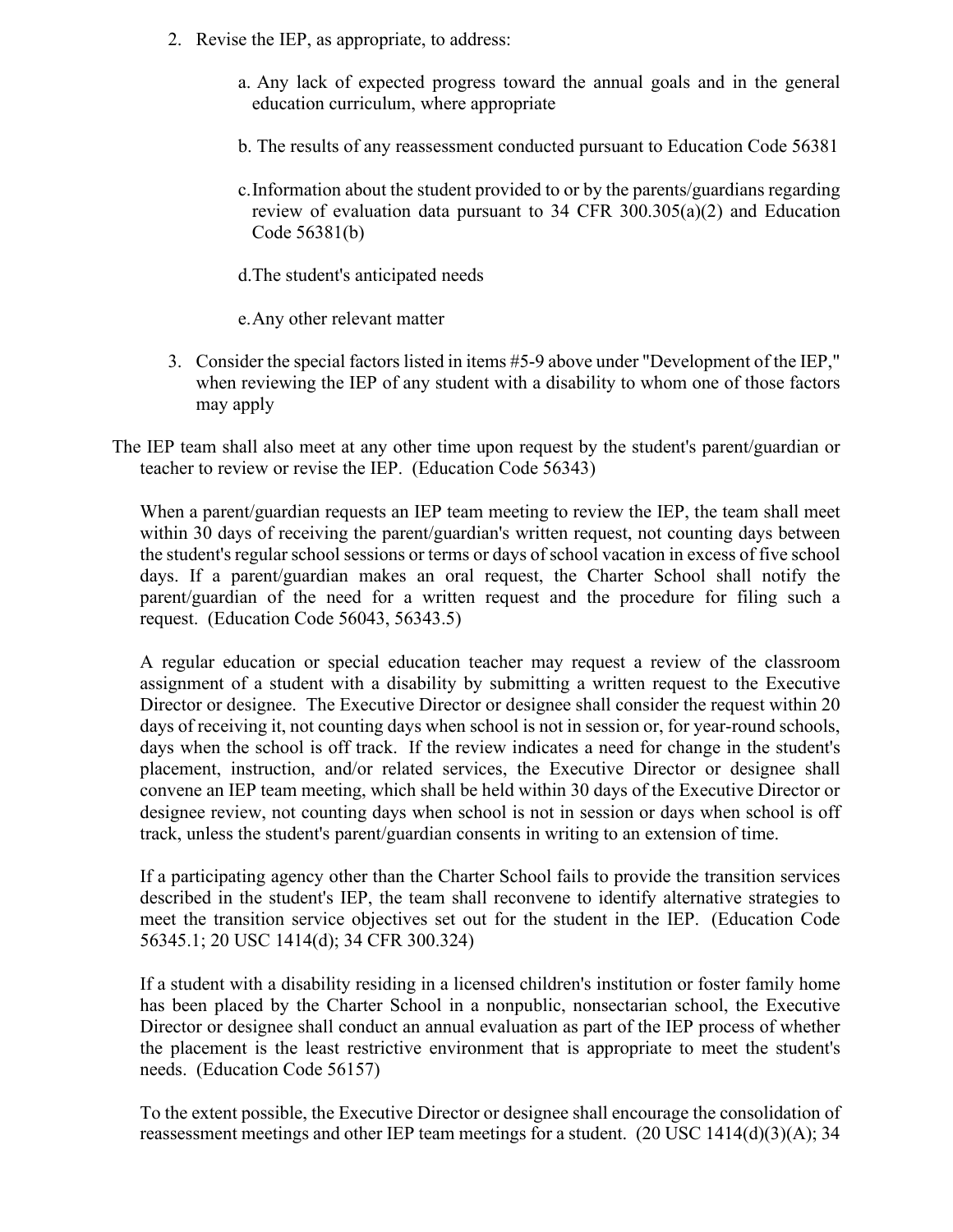2. Revise the IEP, as appropriate, to address:

    a. Any lack of expected progress toward the annual goals and in the general education curriculum, where appropriate

    b. The results of any reassessment conducted pursuant to Education Code 56381

    c. Information about the student provided to or by the parents/guardians regarding review of evaluation data pursuant to 34 CFR 300.305(a)(2) and Education Code 56381(b)

    d. The student's anticipated needs

    e. Any other relevant matter

3. Consider the special factors listed in items #5-9 above under "Development of the IEP," when reviewing the IEP of any student with a disability to whom one of those factors may apply

The IEP team shall also meet at any other time upon request by the student's parent/guardian or teacher to review or revise the IEP. (Education Code 56343)

When a parent/guardian requests an IEP team meeting to review the IEP, the team shall meet within 30 days of receiving the parent/guardian's written request, not counting days between the student's regular school sessions or terms or days of school vacation in excess of five school days. If a parent/guardian makes an oral request, the Charter School shall notify the parent/guardian of the need for a written request and the procedure for filing such a request. (Education Code 56043, 56343.5)

A regular education or special education teacher may request a review of the classroom assignment of a student with a disability by submitting a written request to the Executive Director or designee. The Executive Director or designee shall consider the request within 20 days of receiving it, not counting days when school is not in session or, for year-round schools, days when the school is off track. If the review indicates a need for change in the student's placement, instruction, and/or related services, the Executive Director or designee shall convene an IEP team meeting, which shall be held within 30 days of the Executive Director or designee review, not counting days when school is not in session or days when school is off track, unless the student's parent/guardian consents in writing to an extension of time.

If a participating agency other than the Charter School fails to provide the transition services described in the student's IEP, the team shall reconvene to identify alternative strategies to meet the transition service objectives set out for the student in the IEP. (Education Code 56345.1; 20 USC 1414(d); 34 CFR 300.324)

If a student with a disability residing in a licensed children's institution or foster family home has been placed by the Charter School in a nonpublic, nonsectarian school, the Executive Director or designee shall conduct an annual evaluation as part of the IEP process of whether the placement is the least restrictive environment that is appropriate to meet the student's needs. (Education Code 56157)

To the extent possible, the Executive Director or designee shall encourage the consolidation of reassessment meetings and other IEP team meetings for a student. (20 USC 1414(d)(3)(A); 34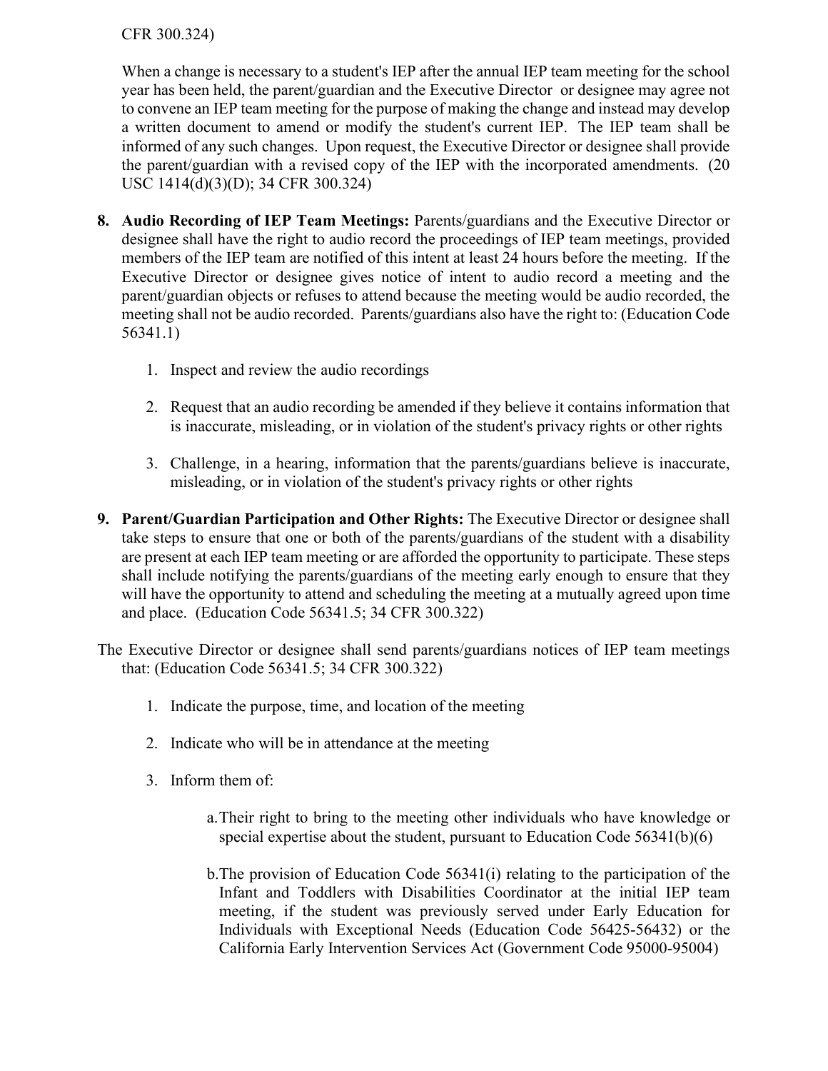CFR 300.324)

When a change is necessary to a student's IEP after the annual IEP team meeting for the school year has been held, the parent/guardian and the Executive Director or designee may agree not to convene an IEP team meeting for the purpose of making the change and instead may develop a written document to amend or modify the student's current IEP. The IEP team shall be informed of any such changes. Upon request, the Executive Director or designee shall provide the parent/guardian with a revised copy of the IEP with the incorporated amendments. (20 USC 1414(d)(3)(D); 34 CFR 300.324)

8. **Audio Recording of IEP Team Meetings:** Parents/guardians and the Executive Director or designee shall have the right to audio record the proceedings of IEP team meetings, provided members of the IEP team are notified of this intent at least 24 hours before the meeting. If the Executive Director or designee gives notice of intent to audio record a meeting and the parent/guardian objects or refuses to attend because the meeting would be audio recorded, the meeting shall not be audio recorded. Parents/guardians also have the right to: (Education Code 56341.1)

    1. Inspect and review the audio recordings
    2. Request that an audio recording be amended if they believe it contains information that is inaccurate, misleading, or in violation of the student's privacy rights or other rights
    3. Challenge, in a hearing, information that the parents/guardians believe is inaccurate, misleading, or in violation of the student's privacy rights or other rights

9. **Parent/Guardian Participation and Other Rights:** The Executive Director or designee shall take steps to ensure that one or both of the parents/guardians of the student with a disability are present at each IEP team meeting or are afforded the opportunity to participate. These steps shall include notifying the parents/guardians of the meeting early enough to ensure that they will have the opportunity to attend and scheduling the meeting at a mutually agreed upon time and place. (Education Code 56341.5; 34 CFR 300.322)

The Executive Director or designee shall send parents/guardians notices of IEP team meetings that: (Education Code 56341.5; 34 CFR 300.322)

1. Indicate the purpose, time, and location of the meeting
2. Indicate who will be in attendance at the meeting
3. Inform them of:

    a. Their right to bring to the meeting other individuals who have knowledge or special expertise about the student, pursuant to Education Code 56341(b)(6)

    b. The provision of Education Code 56341(i) relating to the participation of the Infant and Toddlers with Disabilities Coordinator at the initial IEP team meeting, if the student was previously served under Early Education for Individuals with Exceptional Needs (Education Code 56425-56432) or the California Early Intervention Services Act (Government Code 95000-95004)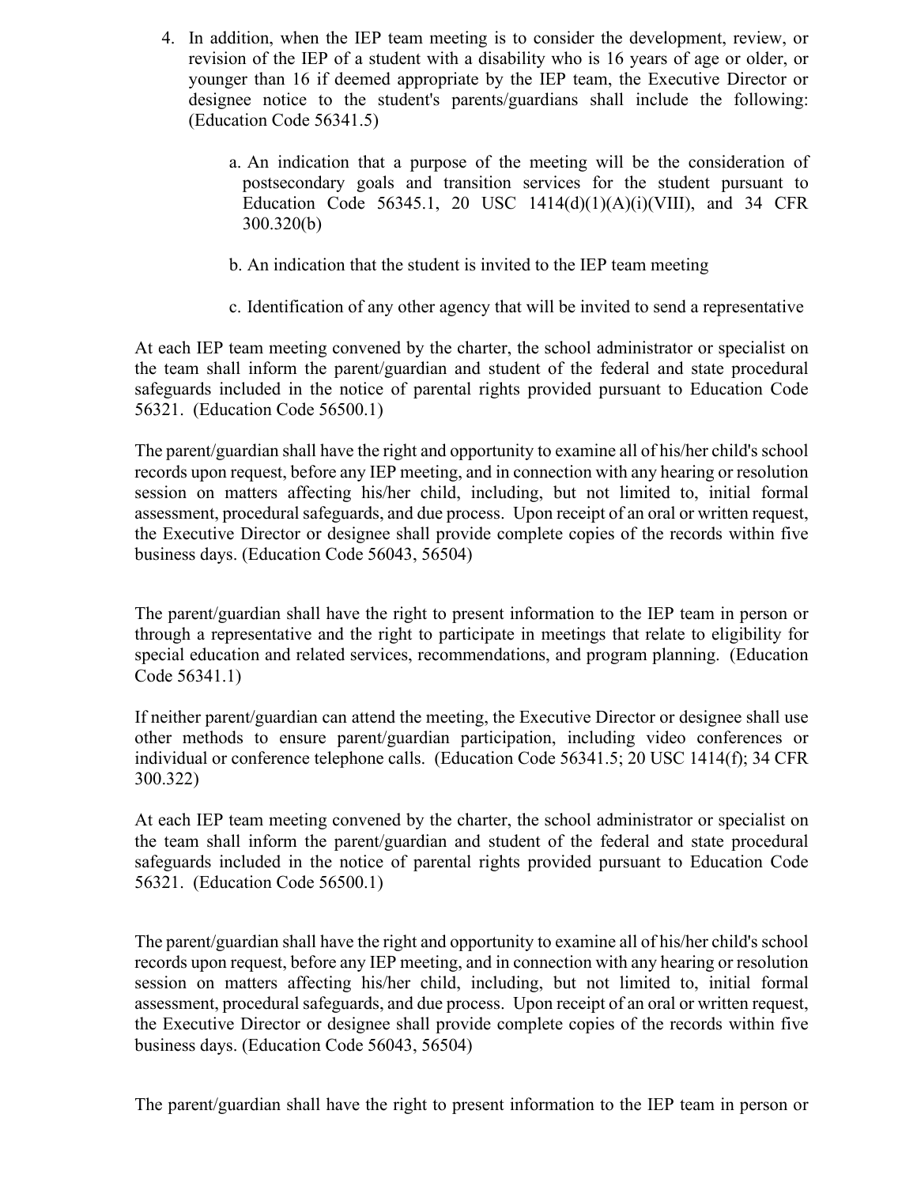4. In addition, when the IEP team meeting is to consider the development, review, or revision of the IEP of a student with a disability who is 16 years of age or older, or younger than 16 if deemed appropriate by the IEP team, the Executive Director or designee notice to the student's parents/guardians shall include the following: (Education Code 56341.5)

    a. An indication that a purpose of the meeting will be the consideration of postsecondary goals and transition services for the student pursuant to Education Code 56345.1, 20 USC 1414(d)(1)(A)(i)(VIII), and 34 CFR 300.320(b)

    b. An indication that the student is invited to the IEP team meeting

    c. Identification of any other agency that will be invited to send a representative

At each IEP team meeting convened by the charter, the school administrator or specialist on the team shall inform the parent/guardian and student of the federal and state procedural safeguards included in the notice of parental rights provided pursuant to Education Code 56321. (Education Code 56500.1)

The parent/guardian shall have the right and opportunity to examine all of his/her child's school records upon request, before any IEP meeting, and in connection with any hearing or resolution session on matters affecting his/her child, including, but not limited to, initial formal assessment, procedural safeguards, and due process. Upon receipt of an oral or written request, the Executive Director or designee shall provide complete copies of the records within five business days. (Education Code 56043, 56504)

The parent/guardian shall have the right to present information to the IEP team in person or through a representative and the right to participate in meetings that relate to eligibility for special education and related services, recommendations, and program planning. (Education Code 56341.1)

If neither parent/guardian can attend the meeting, the Executive Director or designee shall use other methods to ensure parent/guardian participation, including video conferences or individual or conference telephone calls. (Education Code 56341.5; 20 USC 1414(f); 34 CFR 300.322)

At each IEP team meeting convened by the charter, the school administrator or specialist on the team shall inform the parent/guardian and student of the federal and state procedural safeguards included in the notice of parental rights provided pursuant to Education Code 56321. (Education Code 56500.1)

The parent/guardian shall have the right and opportunity to examine all of his/her child's school records upon request, before any IEP meeting, and in connection with any hearing or resolution session on matters affecting his/her child, including, but not limited to, initial formal assessment, procedural safeguards, and due process. Upon receipt of an oral or written request, the Executive Director or designee shall provide complete copies of the records within five business days. (Education Code 56043, 56504)

The parent/guardian shall have the right to present information to the IEP team in person or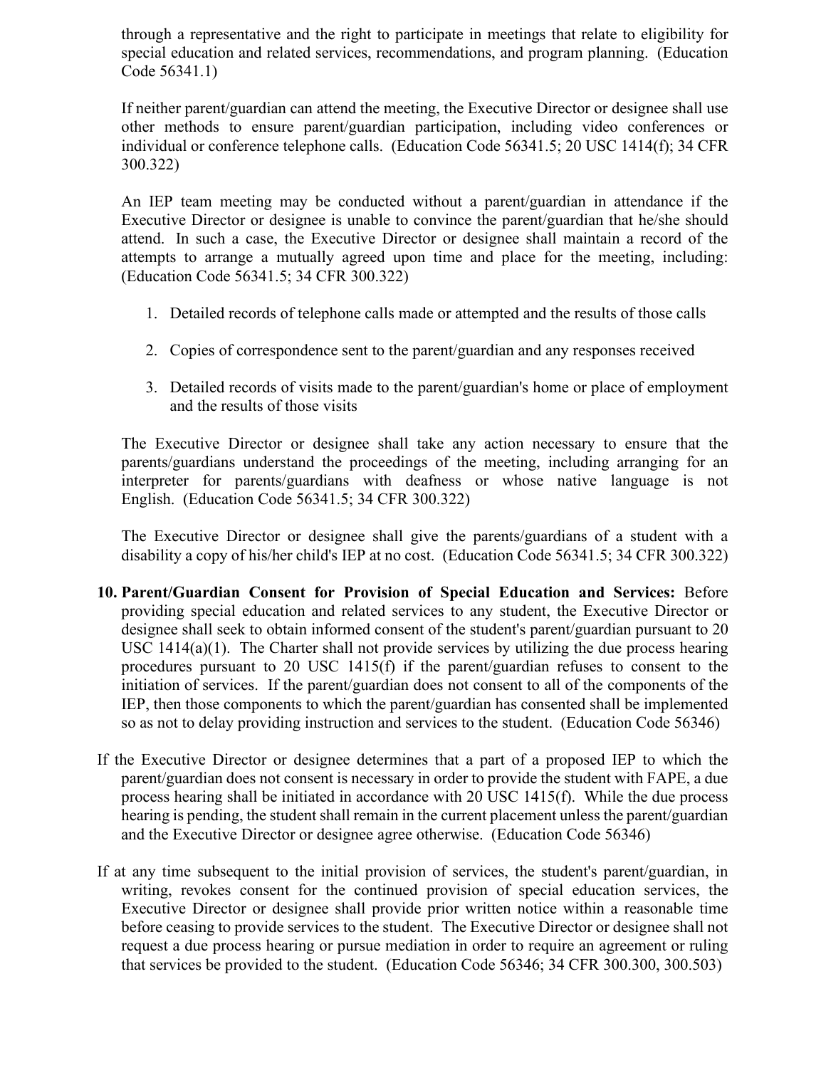through a representative and the right to participate in meetings that relate to eligibility for special education and related services, recommendations, and program planning. (Education Code 56341.1)

If neither parent/guardian can attend the meeting, the Executive Director or designee shall use other methods to ensure parent/guardian participation, including video conferences or individual or conference telephone calls. (Education Code 56341.5; 20 USC 1414(f); 34 CFR 300.322)

An IEP team meeting may be conducted without a parent/guardian in attendance if the Executive Director or designee is unable to convince the parent/guardian that he/she should attend. In such a case, the Executive Director or designee shall maintain a record of the attempts to arrange a mutually agreed upon time and place for the meeting, including: (Education Code 56341.5; 34 CFR 300.322)

1. Detailed records of telephone calls made or attempted and the results of those calls
2. Copies of correspondence sent to the parent/guardian and any responses received
3. Detailed records of visits made to the parent/guardian's home or place of employment and the results of those visits

The Executive Director or designee shall take any action necessary to ensure that the parents/guardians understand the proceedings of the meeting, including arranging for an interpreter for parents/guardians with deafness or whose native language is not English. (Education Code 56341.5; 34 CFR 300.322)

The Executive Director or designee shall give the parents/guardians of a student with a disability a copy of his/her child's IEP at no cost. (Education Code 56341.5; 34 CFR 300.322)

10. **Parent/Guardian Consent for Provision of Special Education and Services:** Before providing special education and related services to any student, the Executive Director or designee shall seek to obtain informed consent of the student's parent/guardian pursuant to 20 USC 1414(a)(1). The Charter shall not provide services by utilizing the due process hearing procedures pursuant to 20 USC 1415(f) if the parent/guardian refuses to consent to the initiation of services. If the parent/guardian does not consent to all of the components of the IEP, then those components to which the parent/guardian has consented shall be implemented so as not to delay providing instruction and services to the student. (Education Code 56346)

If the Executive Director or designee determines that a part of a proposed IEP to which the parent/guardian does not consent is necessary in order to provide the student with FAPE, a due process hearing shall be initiated in accordance with 20 USC 1415(f). While the due process hearing is pending, the student shall remain in the current placement unless the parent/guardian and the Executive Director or designee agree otherwise. (Education Code 56346)

If at any time subsequent to the initial provision of services, the student's parent/guardian, in writing, revokes consent for the continued provision of special education services, the Executive Director or designee shall provide prior written notice within a reasonable time before ceasing to provide services to the student. The Executive Director or designee shall not request a due process hearing or pursue mediation in order to require an agreement or ruling that services be provided to the student. (Education Code 56346; 34 CFR 300.300, 300.503)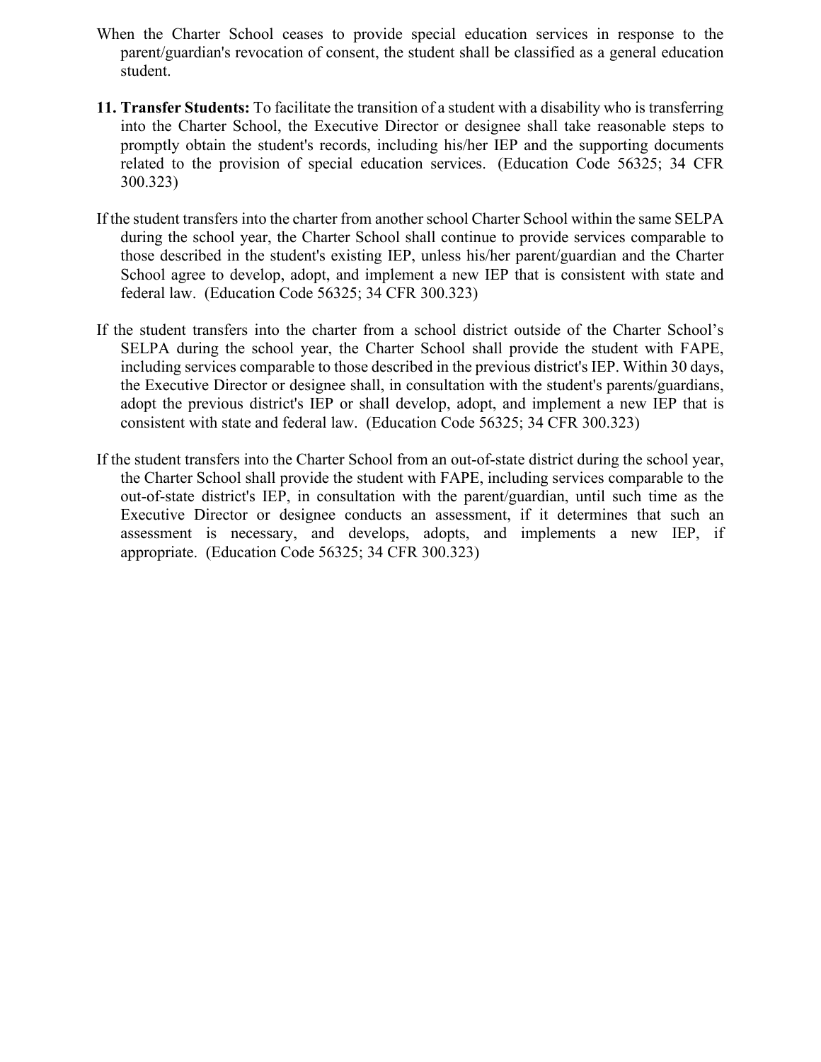When the Charter School ceases to provide special education services in response to the parent/guardian's revocation of consent, the student shall be classified as a general education student.

**11. Transfer Students:** To facilitate the transition of a student with a disability who is transferring into the Charter School, the Executive Director or designee shall take reasonable steps to promptly obtain the student's records, including his/her IEP and the supporting documents related to the provision of special education services. (Education Code 56325; 34 CFR 300.323)

If the student transfers into the charter from another school Charter School within the same SELPA during the school year, the Charter School shall continue to provide services comparable to those described in the student's existing IEP, unless his/her parent/guardian and the Charter School agree to develop, adopt, and implement a new IEP that is consistent with state and federal law. (Education Code 56325; 34 CFR 300.323)

If the student transfers into the charter from a school district outside of the Charter School's SELPA during the school year, the Charter School shall provide the student with FAPE, including services comparable to those described in the previous district's IEP. Within 30 days, the Executive Director or designee shall, in consultation with the student's parents/guardians, adopt the previous district's IEP or shall develop, adopt, and implement a new IEP that is consistent with state and federal law. (Education Code 56325; 34 CFR 300.323)

If the student transfers into the Charter School from an out-of-state district during the school year, the Charter School shall provide the student with FAPE, including services comparable to the out-of-state district's IEP, in consultation with the parent/guardian, until such time as the Executive Director or designee conducts an assessment, if it determines that such an assessment is necessary, and develops, adopts, and implements a new IEP, if appropriate. (Education Code 56325; 34 CFR 300.323)